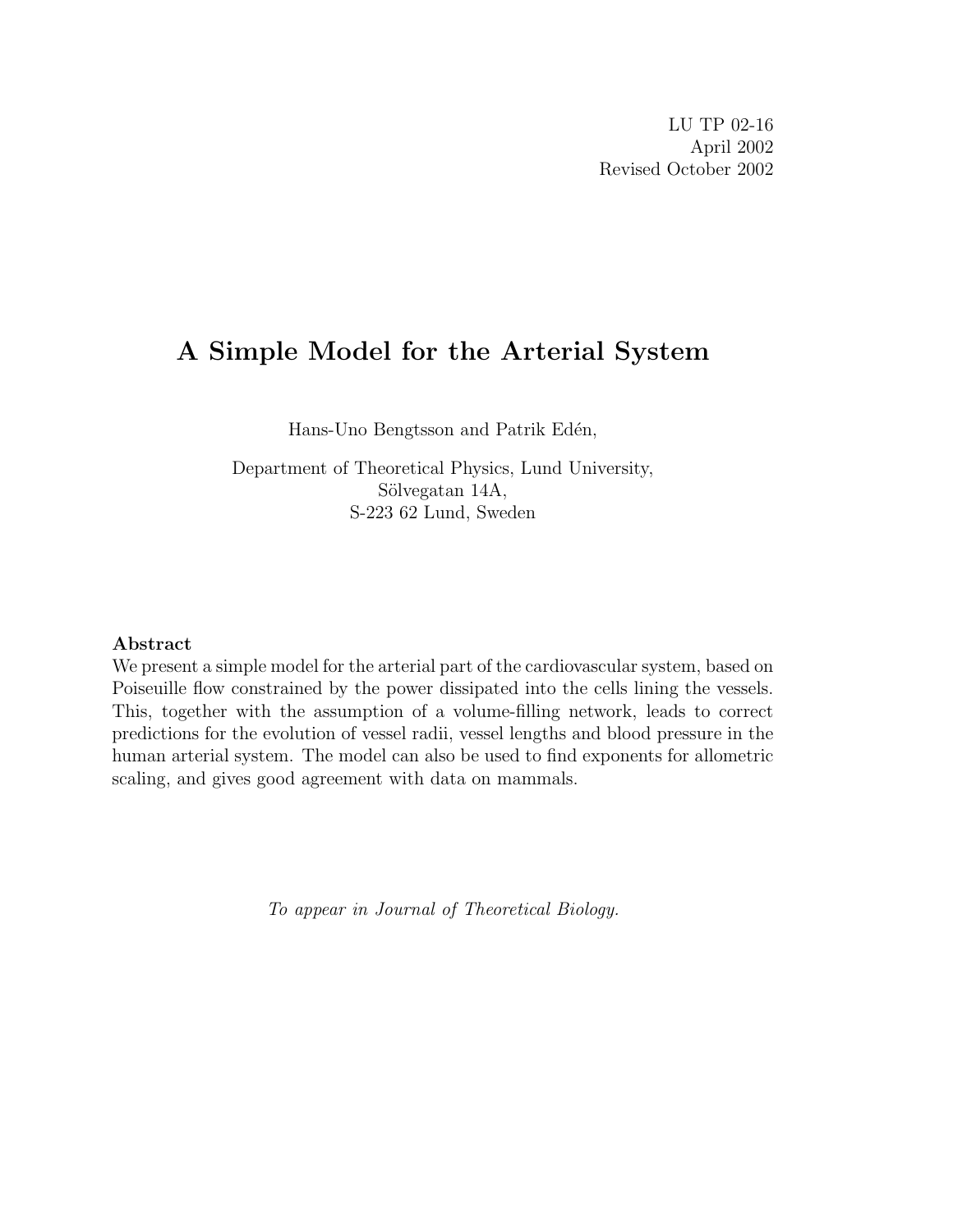LU TP 02-16
April 2002
Revised October 2002

# A Simple Model for the Arterial System

Hans-Uno Bengtsson and Patrik Edén,

Department of Theoretical Physics, Lund University,
Sölvegatan 14A,
S-223 62 Lund, Sweden

**Abstract**

We present a simple model for the arterial part of the cardiovascular system, based on Poiseuille flow constrained by the power dissipated into the cells lining the vessels. This, together with the assumption of a volume-filling network, leads to correct predictions for the evolution of vessel radii, vessel lengths and blood pressure in the human arterial system. The model can also be used to find exponents for allometric scaling, and gives good agreement with data on mammals.

*To appear in Journal of Theoretical Biology.*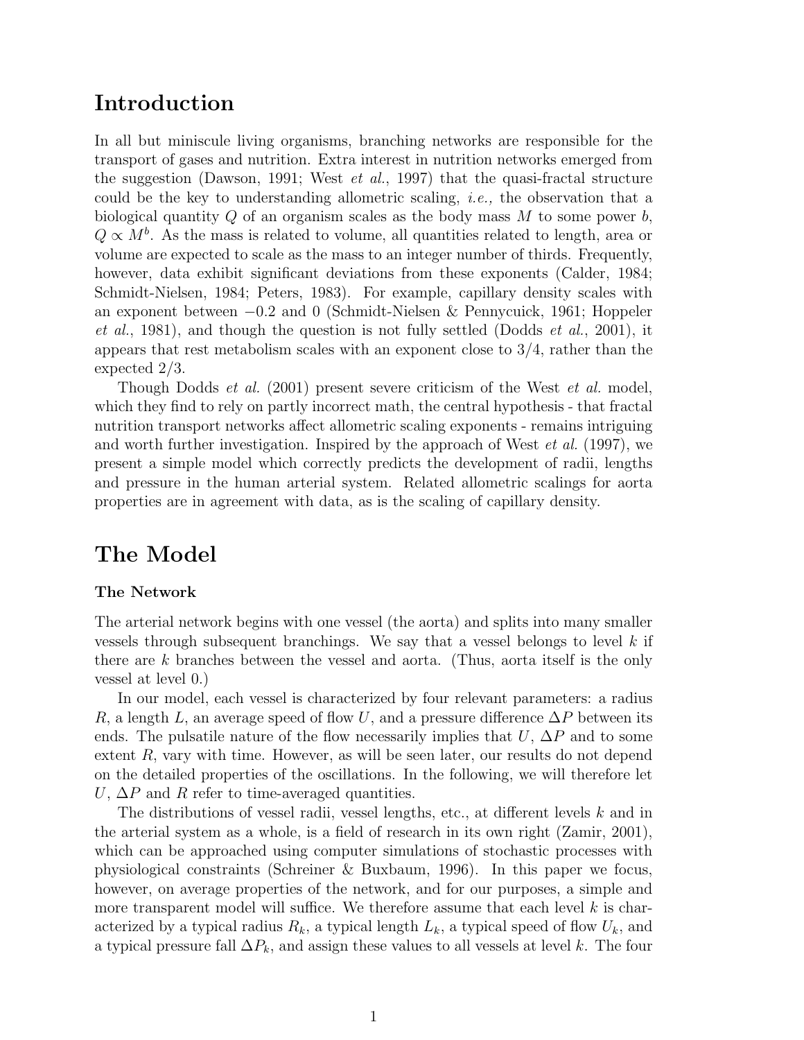# Introduction

In all but miniscule living organisms, branching networks are responsible for the transport of gases and nutrition. Extra interest in nutrition networks emerged from the suggestion (Dawson, 1991; West *et al.*, 1997) that the quasi-fractal structure could be the key to understanding allometric scaling, *i.e.,* the observation that a biological quantity $Q$ of an organism scales as the body mass $M$ to some power $b$, $Q \propto M^b$. As the mass is related to volume, all quantities related to length, area or volume are expected to scale as the mass to an integer number of thirds. Frequently, however, data exhibit significant deviations from these exponents (Calder, 1984; Schmidt-Nielsen, 1984; Peters, 1983). For example, capillary density scales with an exponent between $-0.2$ and 0 (Schmidt-Nielsen & Pennycuick, 1961; Hoppeler *et al.*, 1981), and though the question is not fully settled (Dodds *et al.*, 2001), it appears that rest metabolism scales with an exponent close to 3/4, rather than the expected 2/3.

Though Dodds *et al.* (2001) present severe criticism of the West *et al.* model, which they find to rely on partly incorrect math, the central hypothesis - that fractal nutrition transport networks affect allometric scaling exponents - remains intriguing and worth further investigation. Inspired by the approach of West *et al.* (1997), we present a simple model which correctly predicts the development of radii, lengths and pressure in the human arterial system. Related allometric scalings for aorta properties are in agreement with data, as is the scaling of capillary density.

# The Model

### The Network

The arterial network begins with one vessel (the aorta) and splits into many smaller vessels through subsequent branchings. We say that a vessel belongs to level $k$ if there are $k$ branches between the vessel and aorta. (Thus, aorta itself is the only vessel at level 0.)

In our model, each vessel is characterized by four relevant parameters: a radius $R$, a length $L$, an average speed of flow $U$, and a pressure difference $\Delta P$ between its ends. The pulsatile nature of the flow necessarily implies that $U$, $\Delta P$ and to some extent $R$, vary with time. However, as will be seen later, our results do not depend on the detailed properties of the oscillations. In the following, we will therefore let $U$, $\Delta P$ and $R$ refer to time-averaged quantities.

The distributions of vessel radii, vessel lengths, etc., at different levels $k$ and in the arterial system as a whole, is a field of research in its own right (Zamir, 2001), which can be approached using computer simulations of stochastic processes with physiological constraints (Schreiner & Buxbaum, 1996). In this paper we focus, however, on average properties of the network, and for our purposes, a simple and more transparent model will suffice. We therefore assume that each level $k$ is characterized by a typical radius $R_k$, a typical length $L_k$, a typical speed of flow $U_k$, and a typical pressure fall $\Delta P_k$, and assign these values to all vessels at level $k$. The four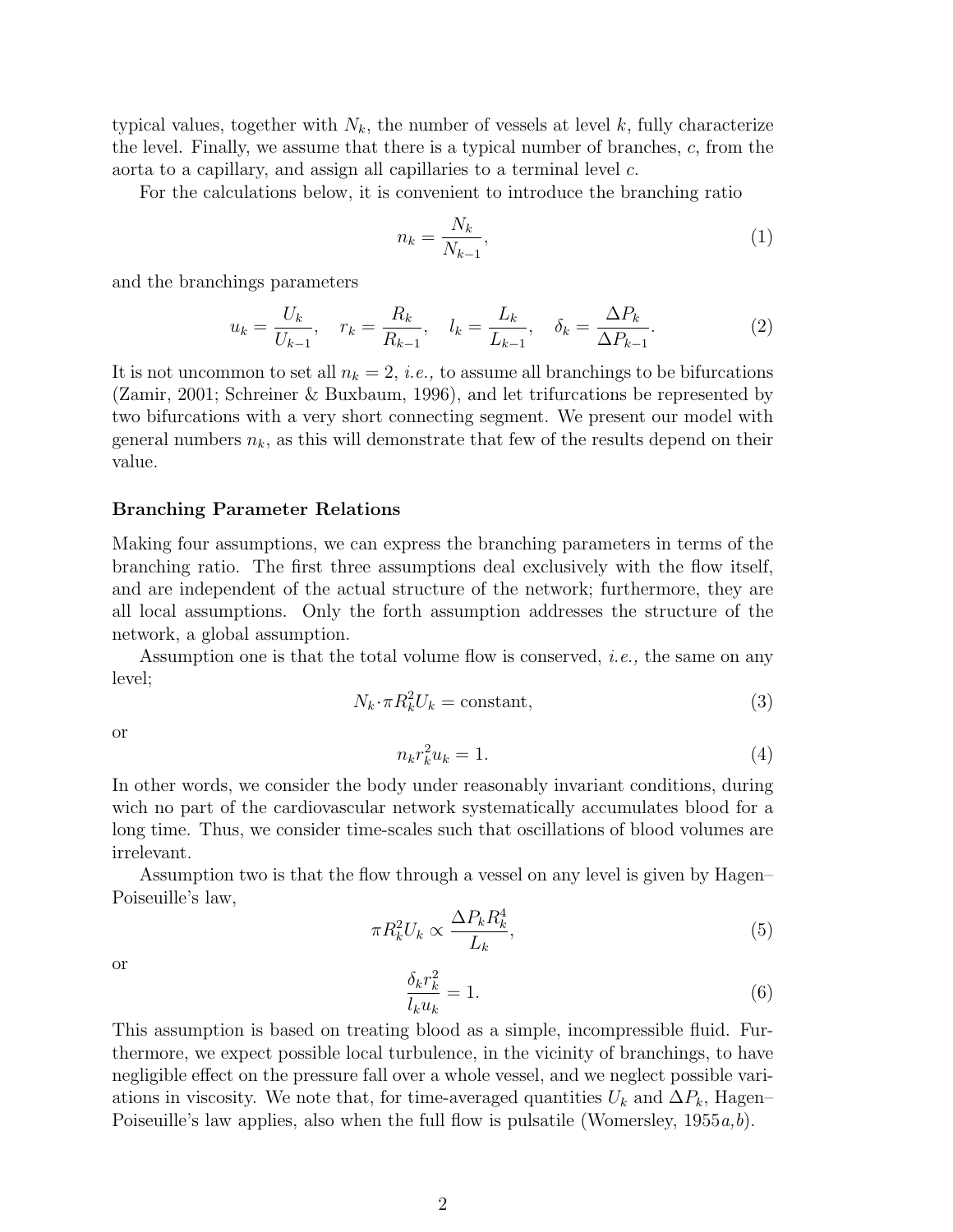typical values, together with $N_k$, the number of vessels at level $k$, fully characterize the level. Finally, we assume that there is a typical number of branches, $c$, from the aorta to a capillary, and assign all capillaries to a terminal level $c$.

For the calculations below, it is convenient to introduce the branching ratio

$$n_k = \frac{N_k}{N_{k-1}}, \tag{1}$$

and the branchings parameters

$$u_k = \frac{U_k}{U_{k-1}}, \quad r_k = \frac{R_k}{R_{k-1}}, \quad l_k = \frac{L_k}{L_{k-1}}, \quad \delta_k = \frac{\Delta P_k}{\Delta P_{k-1}}. \tag{2}$$

It is not uncommon to set all $n_k = 2$, *i.e.,* to assume all branchings to be bifurcations (Zamir, 2001; Schreiner & Buxbaum, 1996), and let trifurcations be represented by two bifurcations with a very short connecting segment. We present our model with general numbers $n_k$, as this will demonstrate that few of the results depend on their value.

### Branching Parameter Relations

Making four assumptions, we can express the branching parameters in terms of the branching ratio. The first three assumptions deal exclusively with the flow itself, and are independent of the actual structure of the network; furthermore, they are all local assumptions. Only the forth assumption addresses the structure of the network, a global assumption.

Assumption one is that the total volume flow is conserved, *i.e.,* the same on any level;

$$N_k \cdot \pi R_k^2 U_k = \text{constant}, \tag{3}$$

or

$$n_k r_k^2 u_k = 1. \tag{4}$$

In other words, we consider the body under reasonably invariant conditions, during wich no part of the cardiovascular network systematically accumulates blood for a long time. Thus, we consider time-scales such that oscillations of blood volumes are irrelevant.

Assumption two is that the flow through a vessel on any level is given by Hagen–Poiseuille's law,

$$\pi R_k^2 U_k \propto \frac{\Delta P_k R_k^4}{L_k}, \tag{5}$$

or

$$\frac{\delta_k r_k^2}{l_k u_k} = 1. \tag{6}$$

This assumption is based on treating blood as a simple, incompressible fluid. Furthermore, we expect possible local turbulence, in the vicinity of branchings, to have negligible effect on the pressure fall over a whole vessel, and we neglect possible variations in viscosity. We note that, for time-averaged quantities $U_k$ and $\Delta P_k$, Hagen–Poiseuille's law applies, also when the full flow is pulsatile (Womersley, 1955*a,b*).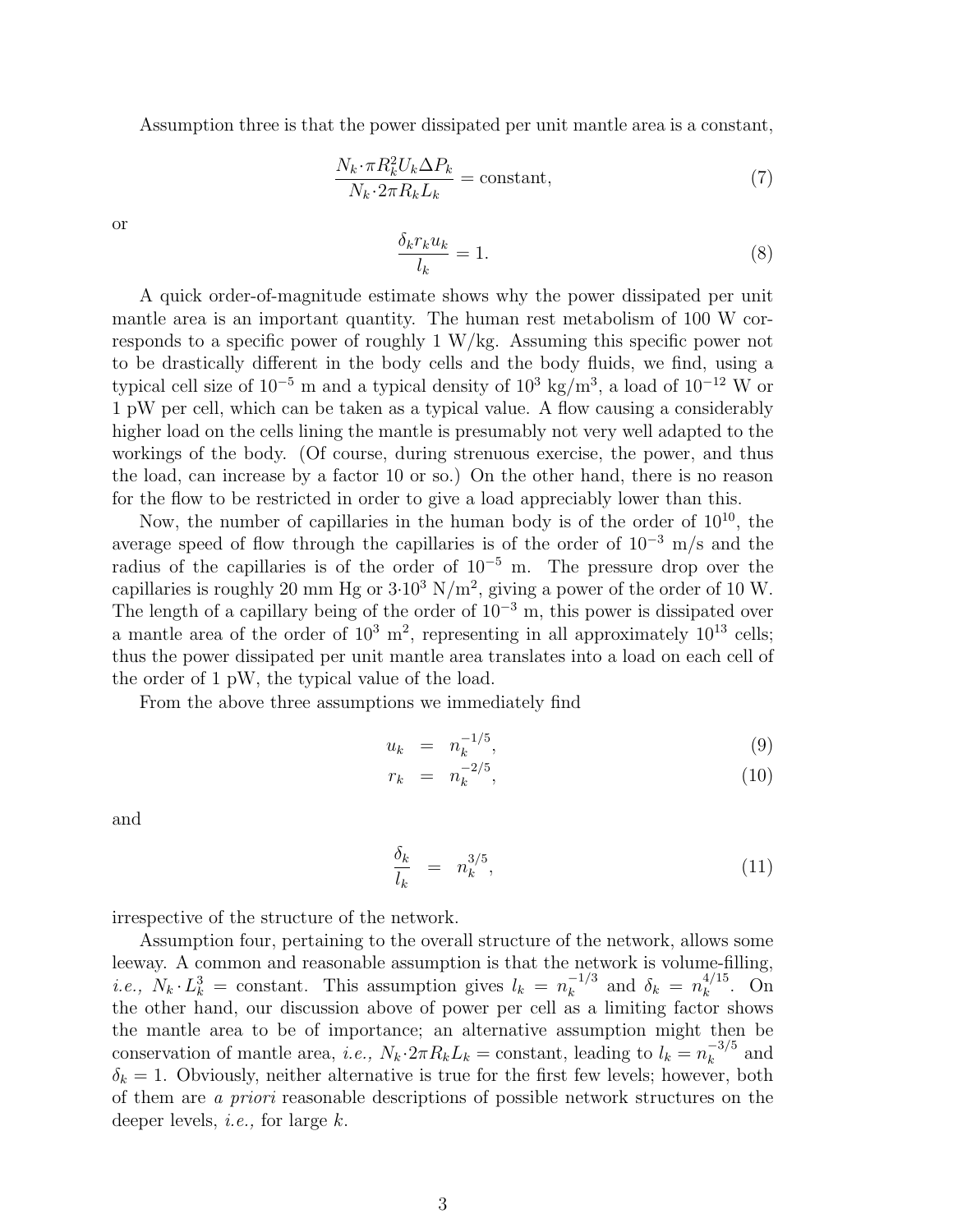Assumption three is that the power dissipated per unit mantle area is a constant,

$$\frac{N_k \cdot \pi R_k^2 U_k \Delta P_k}{N_k \cdot 2\pi R_k L_k} = \text{constant}, \tag{7}$$

or

$$\frac{\delta_k r_k u_k}{l_k} = 1. \tag{8}$$

A quick order-of-magnitude estimate shows why the power dissipated per unit mantle area is an important quantity. The human rest metabolism of 100 W corresponds to a specific power of roughly 1 W/kg. Assuming this specific power not to be drastically different in the body cells and the body fluids, we find, using a typical cell size of $10^{-5}$ m and a typical density of $10^3$ kg/m$^3$, a load of $10^{-12}$ W or 1 pW per cell, which can be taken as a typical value. A flow causing a considerably higher load on the cells lining the mantle is presumably not very well adapted to the workings of the body. (Of course, during strenuous exercise, the power, and thus the load, can increase by a factor 10 or so.) On the other hand, there is no reason for the flow to be restricted in order to give a load appreciably lower than this.

Now, the number of capillaries in the human body is of the order of $10^{10}$, the average speed of flow through the capillaries is of the order of $10^{-3}$ m/s and the radius of the capillaries is of the order of $10^{-5}$ m. The pressure drop over the capillaries is roughly 20 mm Hg or $3{\cdot}10^3$ N/m$^2$, giving a power of the order of 10 W. The length of a capillary being of the order of $10^{-3}$ m, this power is dissipated over a mantle area of the order of $10^3$ m$^2$, representing in all approximately $10^{13}$ cells; thus the power dissipated per unit mantle area translates into a load on each cell of the order of 1 pW, the typical value of the load.

From the above three assumptions we immediately find

$$u_k = n_k^{-1/5}, \tag{9}$$

$$r_k = n_k^{-2/5}, \tag{10}$$

and

$$\frac{\delta_k}{l_k} = n_k^{3/5}, \tag{11}$$

irrespective of the structure of the network.

Assumption four, pertaining to the overall structure of the network, allows some leeway. A common and reasonable assumption is that the network is volume-filling, *i.e.,* $N_k \cdot L_k^3 = \text{constant}$. This assumption gives $l_k = n_k^{-1/3}$ and $\delta_k = n_k^{4/15}$. On the other hand, our discussion above of power per cell as a limiting factor shows the mantle area to be of importance; an alternative assumption might then be conservation of mantle area, *i.e.,* $N_k \cdot 2\pi R_k L_k = \text{constant}$, leading to $l_k = n_k^{-3/5}$ and $\delta_k = 1$. Obviously, neither alternative is true for the first few levels; however, both of them are *a priori* reasonable descriptions of possible network structures on the deeper levels, *i.e.,* for large $k$.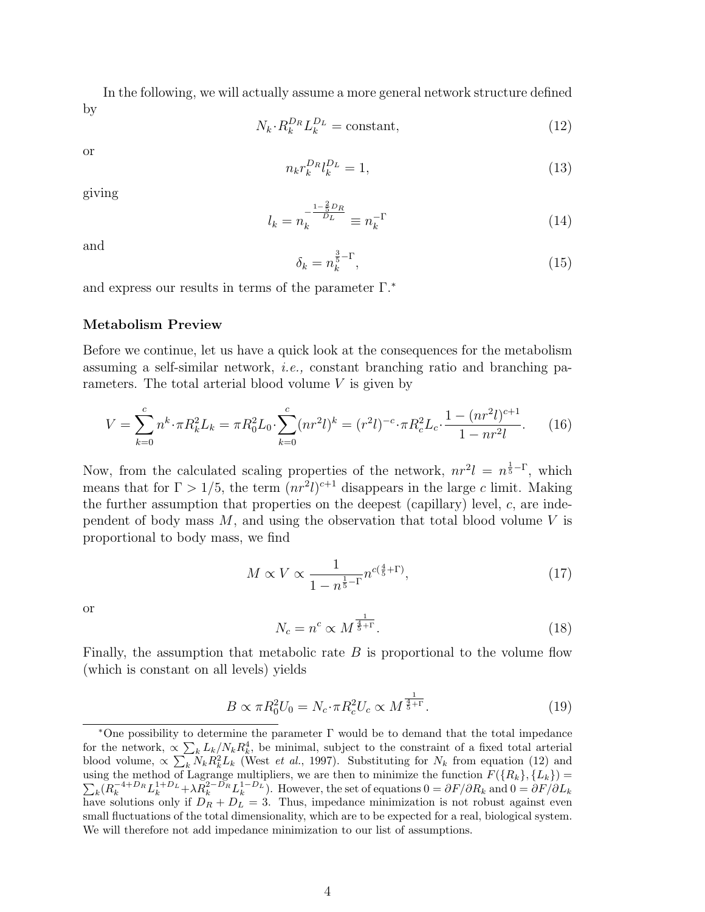In the following, we will actually assume a more general network structure defined by

$$N_k \cdot R_k^{D_R} L_k^{D_L} = \text{constant}, \tag{12}$$

or

$$n_k r_k^{D_R} l_k^{D_L} = 1, \tag{13}$$

giving

$$l_k = n_k^{-\frac{1-\frac{2}{5}D_R}{D_L}} \equiv n_k^{-\Gamma} \tag{14}$$

and

$$\delta_k = n_k^{\frac{3}{5}-\Gamma}, \tag{15}$$

and express our results in terms of the parameter $\Gamma$.*

### Metabolism Preview

Before we continue, let us have a quick look at the consequences for the metabolism assuming a self-similar network, *i.e.,* constant branching ratio and branching parameters. The total arterial blood volume $V$ is given by

$$V = \sum_{k=0}^{c} n^k \cdot \pi R_k^2 L_k = \pi R_0^2 L_0 \cdot \sum_{k=0}^{c} (nr^2 l)^k = (r^2 l)^{-c} \cdot \pi R_c^2 L_c \cdot \frac{1-(nr^2 l)^{c+1}}{1-nr^2 l}. \tag{16}$$

Now, from the calculated scaling properties of the network, $nr^2 l = n^{\frac{1}{5}-\Gamma}$, which means that for $\Gamma > 1/5$, the term $(nr^2 l)^{c+1}$ disappears in the large $c$ limit. Making the further assumption that properties on the deepest (capillary) level, $c$, are independent of body mass $M$, and using the observation that total blood volume $V$ is proportional to body mass, we find

$$M \propto V \propto \frac{1}{1-n^{\frac{1}{5}-\Gamma}} n^{c(\frac{4}{5}+\Gamma)}, \tag{17}$$

or

$$N_c = n^c \propto M^{\frac{1}{\frac{4}{5}+\Gamma}}. \tag{18}$$

Finally, the assumption that metabolic rate $B$ is proportional to the volume flow (which is constant on all levels) yields

$$B \propto \pi R_0^2 U_0 = N_c \cdot \pi R_c^2 U_c \propto M^{\frac{1}{\frac{4}{5}+\Gamma}}. \tag{19}$$

*One possibility to determine the parameter $\Gamma$ would be to demand that the total impedance for the network, $\propto \sum_k L_k/N_k R_k^4$, be minimal, subject to the constraint of a fixed total arterial blood volume, $\propto \sum_k N_k R_k^2 L_k$ (West *et al.*, 1997). Substituting for $N_k$ from equation (12) and using the method of Lagrange multipliers, we are then to minimize the function $F(\{R_k\},\{L_k\}) = \sum_k (R_k^{-4+D_R} L_k^{1+D_L} + \lambda R_k^{2-D_R} L_k^{1-D_L})$. However, the set of equations $0 = \partial F/\partial R_k$ and $0 = \partial F/\partial L_k$ have solutions only if $D_R + D_L = 3$. Thus, impedance minimization is not robust against even small fluctuations of the total dimensionality, which are to be expected for a real, biological system. We will therefore not add impedance minimization to our list of assumptions.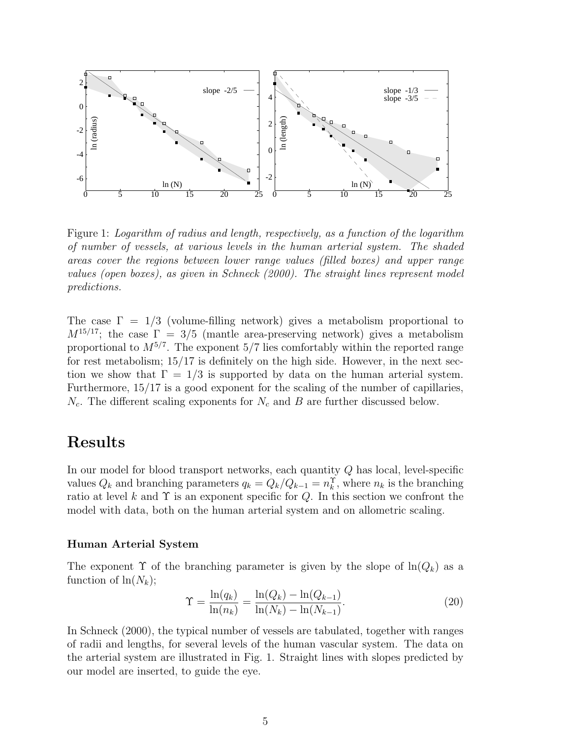Figure 1: *Logarithm of radius and length, respectively, as a function of the logarithm of number of vessels, at various levels in the human arterial system. The shaded areas cover the regions between lower range values (filled boxes) and upper range values (open boxes), as given in Schneck (2000). The straight lines represent model predictions.*

The case $\Gamma = 1/3$ (volume-filling network) gives a metabolism proportional to $M^{15/17}$; the case $\Gamma = 3/5$ (mantle area-preserving network) gives a metabolism proportional to $M^{5/7}$. The exponent 5/7 lies comfortably within the reported range for rest metabolism; 15/17 is definitely on the high side. However, in the next section we show that $\Gamma = 1/3$ is supported by data on the human arterial system. Furthermore, 15/17 is a good exponent for the scaling of the number of capillaries, $N_c$. The different scaling exponents for $N_c$ and $B$ are further discussed below.

# Results

In our model for blood transport networks, each quantity $Q$ has local, level-specific values $Q_k$ and branching parameters $q_k = Q_k/Q_{k-1} = n_k^{\Upsilon}$, where $n_k$ is the branching ratio at level $k$ and $\Upsilon$ is an exponent specific for $Q$. In this section we confront the model with data, both on the human arterial system and on allometric scaling.

### Human Arterial System

The exponent $\Upsilon$ of the branching parameter is given by the slope of $\ln(Q_k)$ as a function of $\ln(N_k)$;

$$\Upsilon = \frac{\ln(q_k)}{\ln(n_k)} = \frac{\ln(Q_k) - \ln(Q_{k-1})}{\ln(N_k) - \ln(N_{k-1})}. \tag{20}$$

In Schneck (2000), the typical number of vessels are tabulated, together with ranges of radii and lengths, for several levels of the human vascular system. The data on the arterial system are illustrated in Fig. 1. Straight lines with slopes predicted by our model are inserted, to guide the eye.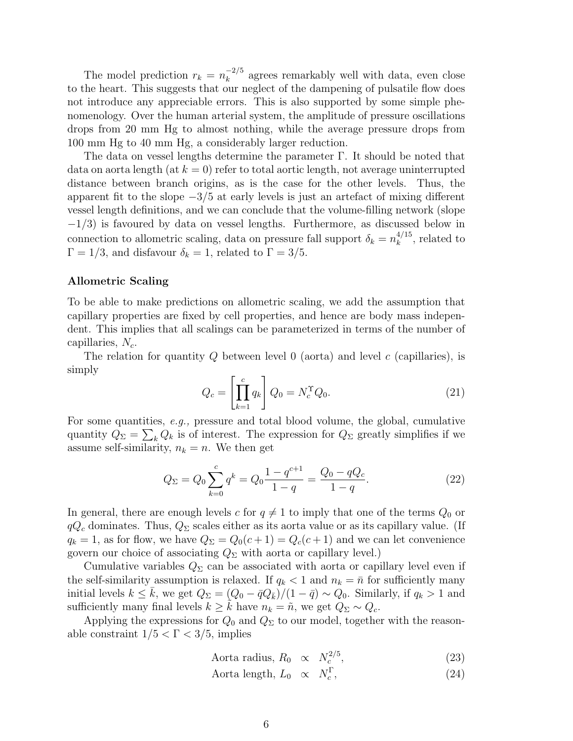The model prediction $r_k = n_k^{-2/5}$ agrees remarkably well with data, even close to the heart. This suggests that our neglect of the dampening of pulsatile flow does not introduce any appreciable errors. This is also supported by some simple phenomenology. Over the human arterial system, the amplitude of pressure oscillations drops from 20 mm Hg to almost nothing, while the average pressure drops from 100 mm Hg to 40 mm Hg, a considerably larger reduction.

The data on vessel lengths determine the parameter $\Gamma$. It should be noted that data on aorta length (at $k = 0$) refer to total aortic length, not average uninterrupted distance between branch origins, as is the case for the other levels. Thus, the apparent fit to the slope $-3/5$ at early levels is just an artefact of mixing different vessel length definitions, and we can conclude that the volume-filling network (slope $-1/3$) is favoured by data on vessel lengths. Furthermore, as discussed below in connection to allometric scaling, data on pressure fall support $\delta_k = n_k^{4/15}$, related to $\Gamma = 1/3$, and disfavour $\delta_k = 1$, related to $\Gamma = 3/5$.

### Allometric Scaling

To be able to make predictions on allometric scaling, we add the assumption that capillary properties are fixed by cell properties, and hence are body mass independent. This implies that all scalings can be parameterized in terms of the number of capillaries, $N_c$.

The relation for quantity $Q$ between level 0 (aorta) and level $c$ (capillaries), is simply

$$Q_c = \left[ \prod_{k=1}^{c} q_k \right] Q_0 = N_c^{\Upsilon} Q_0. \tag{21}$$

For some quantities, *e.g.,* pressure and total blood volume, the global, cumulative quantity $Q_\Sigma = \sum_k Q_k$ is of interest. The expression for $Q_\Sigma$ greatly simplifies if we assume self-similarity, $n_k = n$. We then get

$$Q_\Sigma = Q_0 \sum_{k=0}^{c} q^k = Q_0 \frac{1 - q^{c+1}}{1 - q} = \frac{Q_0 - q Q_c}{1 - q}. \tag{22}$$

In general, there are enough levels $c$ for $q \neq 1$ to imply that one of the terms $Q_0$ or $qQ_c$ dominates. Thus, $Q_\Sigma$ scales either as its aorta value or as its capillary value. (If $q_k = 1$, as for flow, we have $Q_\Sigma = Q_0(c+1) = Q_c(c+1)$ and we can let convenience govern our choice of associating $Q_\Sigma$ with aorta or capillary level.)

Cumulative variables $Q_\Sigma$ can be associated with aorta or capillary level even if the self-similarity assumption is relaxed. If $q_k < 1$ and $n_k = \bar{n}$ for sufficiently many initial levels $k \leq \bar{k}$, we get $Q_\Sigma = (Q_0 - \bar{q} Q_{\bar{k}})/(1 - \bar{q}) \sim Q_0$. Similarly, if $q_k > 1$ and sufficiently many final levels $k \geq \tilde{k}$ have $n_k = \tilde{n}$, we get $Q_\Sigma \sim Q_c$.

Applying the expressions for $Q_0$ and $Q_\Sigma$ to our model, together with the reasonable constraint $1/5 < \Gamma < 3/5$, implies

$$\text{Aorta radius, } R_0 \quad \propto \quad N_c^{2/5}, \tag{23}$$

$$\text{Aorta length, } L_0 \quad \propto \quad N_c^{\Gamma}, \tag{24}$$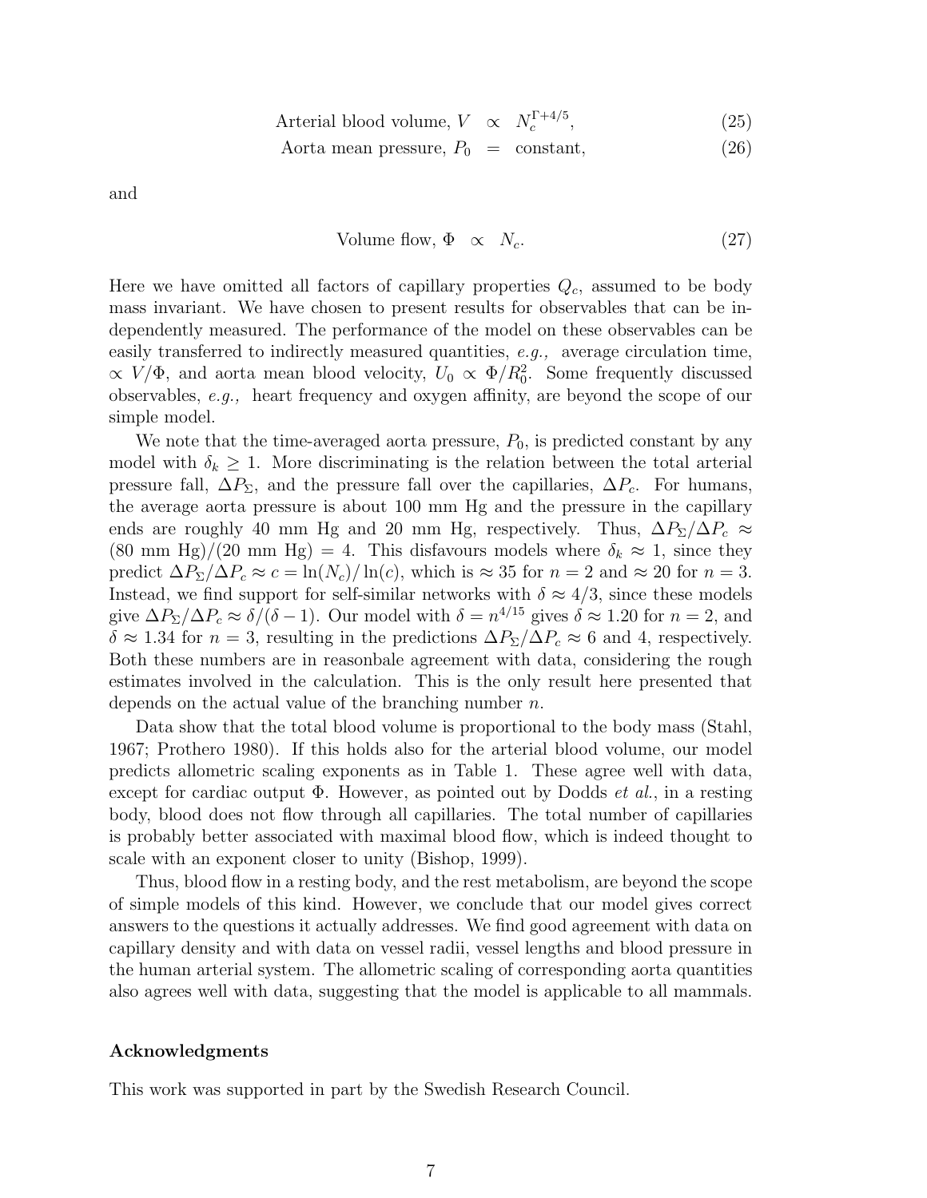$$\text{Arterial blood volume, } V \quad \propto \quad N_c^{\Gamma+4/5}, \tag{25}$$

$$\text{Aorta mean pressure, } P_0 \quad = \quad \text{constant}, \tag{26}$$

and

$$\text{Volume flow, } \Phi \quad \propto \quad N_c. \tag{27}$$

Here we have omitted all factors of capillary properties $Q_c$, assumed to be body mass invariant. We have chosen to present results for observables that can be independently measured. The performance of the model on these observables can be easily transferred to indirectly measured quantities, *e.g.,* average circulation time, $\propto V/\Phi$, and aorta mean blood velocity, $U_0 \propto \Phi/R_0^2$. Some frequently discussed observables, *e.g.,* heart frequency and oxygen affinity, are beyond the scope of our simple model.

We note that the time-averaged aorta pressure, $P_0$, is predicted constant by any model with $\delta_k \geq 1$. More discriminating is the relation between the total arterial pressure fall, $\Delta P_\Sigma$, and the pressure fall over the capillaries, $\Delta P_c$. For humans, the average aorta pressure is about 100 mm Hg and the pressure in the capillary ends are roughly 40 mm Hg and 20 mm Hg, respectively. Thus, $\Delta P_\Sigma/\Delta P_c \approx$ (80 mm Hg)/(20 mm Hg) = 4. This disfavours models where $\delta_k \approx 1$, since they predict $\Delta P_\Sigma/\Delta P_c \approx c = \ln(N_c)/\ln(c)$, which is $\approx 35$ for $n = 2$ and $\approx 20$ for $n = 3$. Instead, we find support for self-similar networks with $\delta \approx 4/3$, since these models give $\Delta P_\Sigma/\Delta P_c \approx \delta/(\delta - 1)$. Our model with $\delta = n^{4/15}$ gives $\delta \approx 1.20$ for $n = 2$, and $\delta \approx 1.34$ for $n = 3$, resulting in the predictions $\Delta P_\Sigma/\Delta P_c \approx 6$ and 4, respectively. Both these numbers are in reasonbale agreement with data, considering the rough estimates involved in the calculation. This is the only result here presented that depends on the actual value of the branching number $n$.

Data show that the total blood volume is proportional to the body mass (Stahl, 1967; Prothero 1980). If this holds also for the arterial blood volume, our model predicts allometric scaling exponents as in Table 1. These agree well with data, except for cardiac output $\Phi$. However, as pointed out by Dodds *et al.*, in a resting body, blood does not flow through all capillaries. The total number of capillaries is probably better associated with maximal blood flow, which is indeed thought to scale with an exponent closer to unity (Bishop, 1999).

Thus, blood flow in a resting body, and the rest metabolism, are beyond the scope of simple models of this kind. However, we conclude that our model gives correct answers to the questions it actually addresses. We find good agreement with data on capillary density and with data on vessel radii, vessel lengths and blood pressure in the human arterial system. The allometric scaling of corresponding aorta quantities also agrees well with data, suggesting that the model is applicable to all mammals.

## Acknowledgments

This work was supported in part by the Swedish Research Council.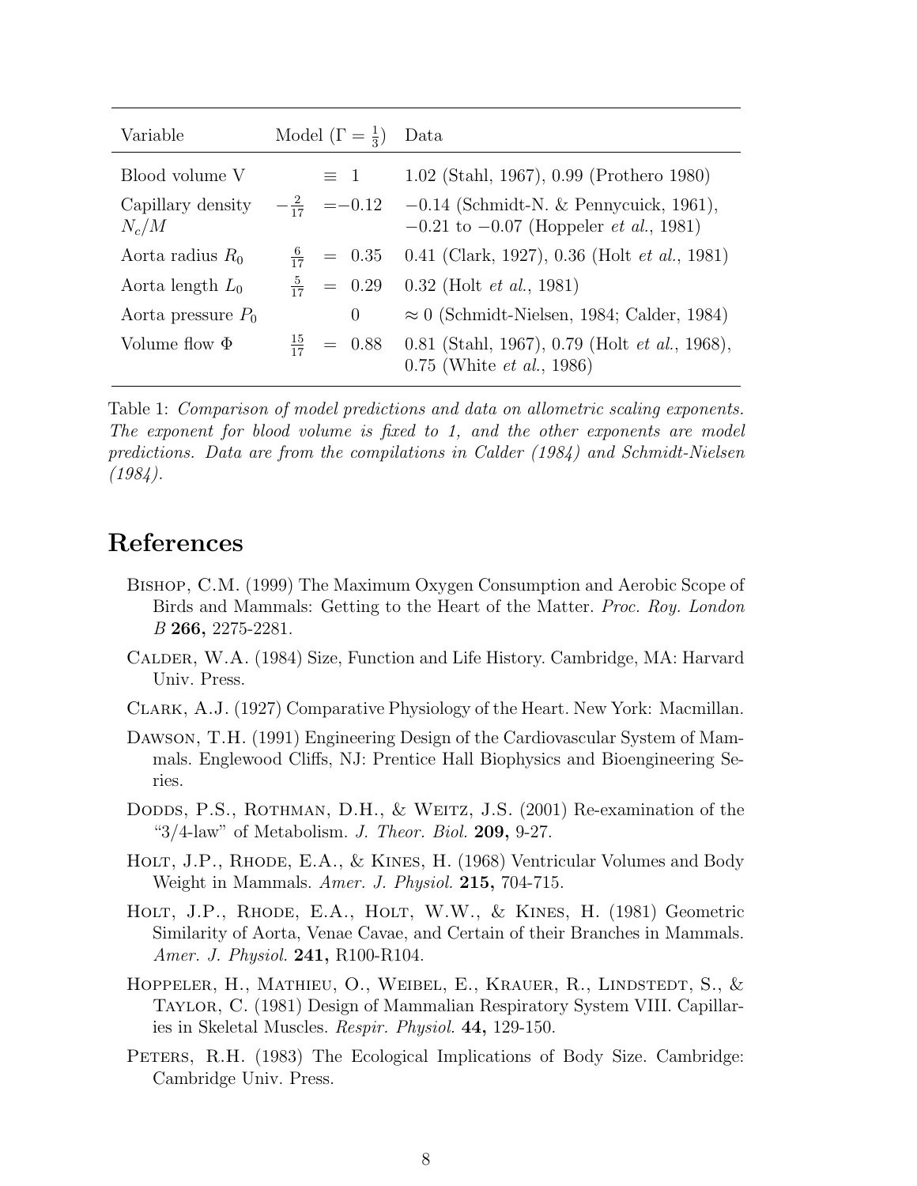| Variable | Model ($\Gamma = \frac{1}{3}$) | Data |
|---|---|---|
| Blood volume V | $\equiv 1$ | 1.02 (Stahl, 1967), 0.99 (Prothero 1980) |
| Capillary density $N_c/M$ | $-\frac{2}{17} = -0.12$ | $-0.14$ (Schmidt-N. & Pennycuick, 1961), $-0.21$ to $-0.07$ (Hoppeler *et al.*, 1981) |
| Aorta radius $R_0$ | $\frac{6}{17} = 0.35$ | 0.41 (Clark, 1927), 0.36 (Holt *et al.*, 1981) |
| Aorta length $L_0$ | $\frac{5}{17} = 0.29$ | 0.32 (Holt *et al.*, 1981) |
| Aorta pressure $P_0$ | 0 | $\approx 0$ (Schmidt-Nielsen, 1984; Calder, 1984) |
| Volume flow $\Phi$ | $\frac{15}{17} = 0.88$ | 0.81 (Stahl, 1967), 0.79 (Holt *et al.*, 1968), 0.75 (White *et al.*, 1986) |

Table 1: *Comparison of model predictions and data on allometric scaling exponents. The exponent for blood volume is fixed to 1, and the other exponents are model predictions. Data are from the compilations in Calder (1984) and Schmidt-Nielsen (1984).*

# References

Bishop, C.M. (1999) The Maximum Oxygen Consumption and Aerobic Scope of Birds and Mammals: Getting to the Heart of the Matter. *Proc. Roy. London B* **266,** 2275-2281.

Calder, W.A. (1984) Size, Function and Life History. Cambridge, MA: Harvard Univ. Press.

Clark, A.J. (1927) Comparative Physiology of the Heart. New York: Macmillan.

Dawson, T.H. (1991) Engineering Design of the Cardiovascular System of Mammals. Englewood Cliffs, NJ: Prentice Hall Biophysics and Bioengineering Series.

Dodds, P.S., Rothman, D.H., & Weitz, J.S. (2001) Re-examination of the "3/4-law" of Metabolism. *J. Theor. Biol.* **209,** 9-27.

Holt, J.P., Rhode, E.A., & Kines, H. (1968) Ventricular Volumes and Body Weight in Mammals. *Amer. J. Physiol.* **215,** 704-715.

Holt, J.P., Rhode, E.A., Holt, W.W., & Kines, H. (1981) Geometric Similarity of Aorta, Venae Cavae, and Certain of their Branches in Mammals. *Amer. J. Physiol.* **241,** R100-R104.

Hoppeler, H., Mathieu, O., Weibel, E., Krauer, R., Lindstedt, S., & Taylor, C. (1981) Design of Mammalian Respiratory System VIII. Capillaries in Skeletal Muscles. *Respir. Physiol.* **44,** 129-150.

Peters, R.H. (1983) The Ecological Implications of Body Size. Cambridge: Cambridge Univ. Press.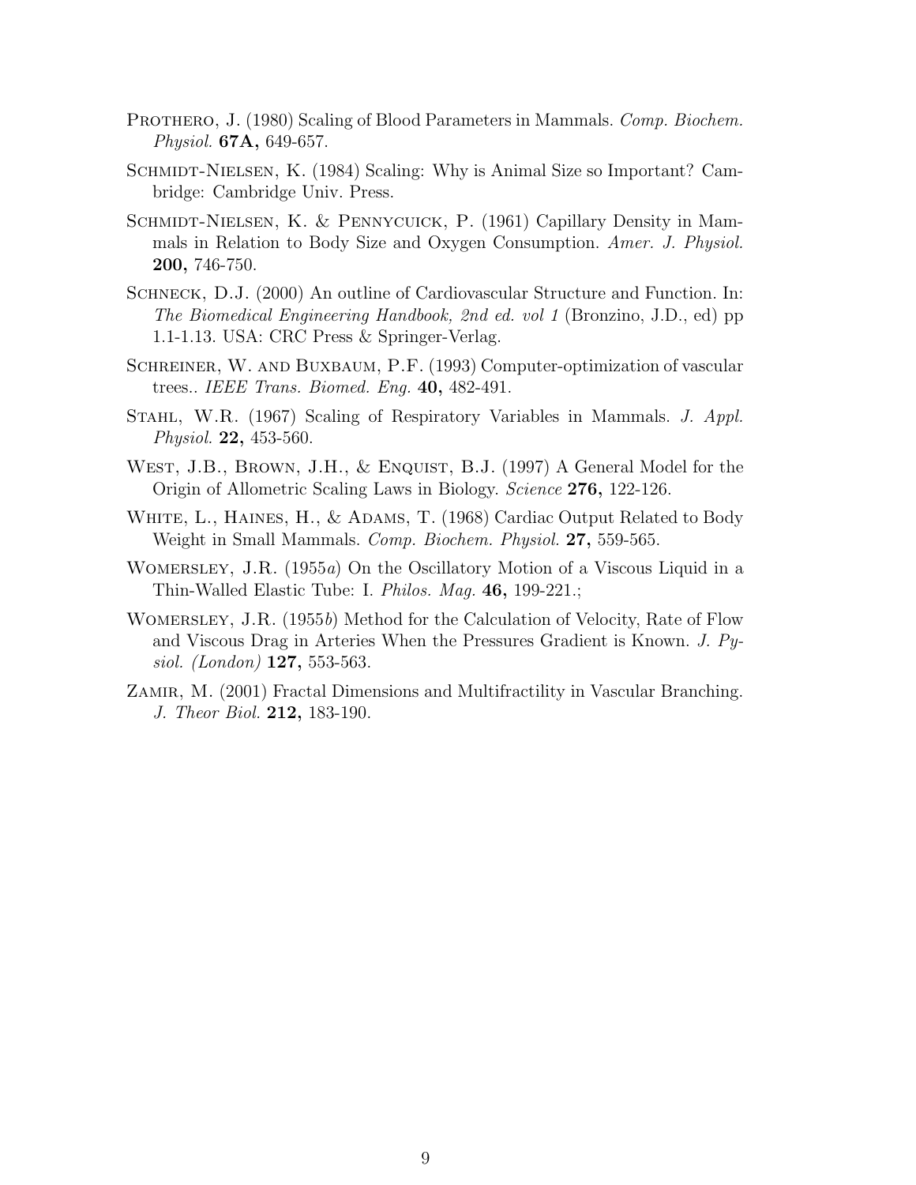Prothero, J. (1980) Scaling of Blood Parameters in Mammals. *Comp. Biochem. Physiol.* **67A,** 649-657.

Schmidt-Nielsen, K. (1984) Scaling: Why is Animal Size so Important? Cambridge: Cambridge Univ. Press.

Schmidt-Nielsen, K. & Pennycuick, P. (1961) Capillary Density in Mammals in Relation to Body Size and Oxygen Consumption. *Amer. J. Physiol.* **200,** 746-750.

Schneck, D.J. (2000) An outline of Cardiovascular Structure and Function. In: *The Biomedical Engineering Handbook, 2nd ed. vol 1* (Bronzino, J.D., ed) pp 1.1-1.13. USA: CRC Press & Springer-Verlag.

Schreiner, W. and Buxbaum, P.F. (1993) Computer-optimization of vascular trees.. *IEEE Trans. Biomed. Eng.* **40,** 482-491.

Stahl, W.R. (1967) Scaling of Respiratory Variables in Mammals. *J. Appl. Physiol.* **22,** 453-560.

West, J.B., Brown, J.H., & Enquist, B.J. (1997) A General Model for the Origin of Allometric Scaling Laws in Biology. *Science* **276,** 122-126.

White, L., Haines, H., & Adams, T. (1968) Cardiac Output Related to Body Weight in Small Mammals. *Comp. Biochem. Physiol.* **27,** 559-565.

Womersley, J.R. (1955*a*) On the Oscillatory Motion of a Viscous Liquid in a Thin-Walled Elastic Tube: I. *Philos. Mag.* **46,** 199-221.;

Womersley, J.R. (1955*b*) Method for the Calculation of Velocity, Rate of Flow and Viscous Drag in Arteries When the Pressures Gradient is Known. *J. Pysiol. (London)* **127,** 553-563.

Zamir, M. (2001) Fractal Dimensions and Multifractility in Vascular Branching. *J. Theor Biol.* **212,** 183-190.